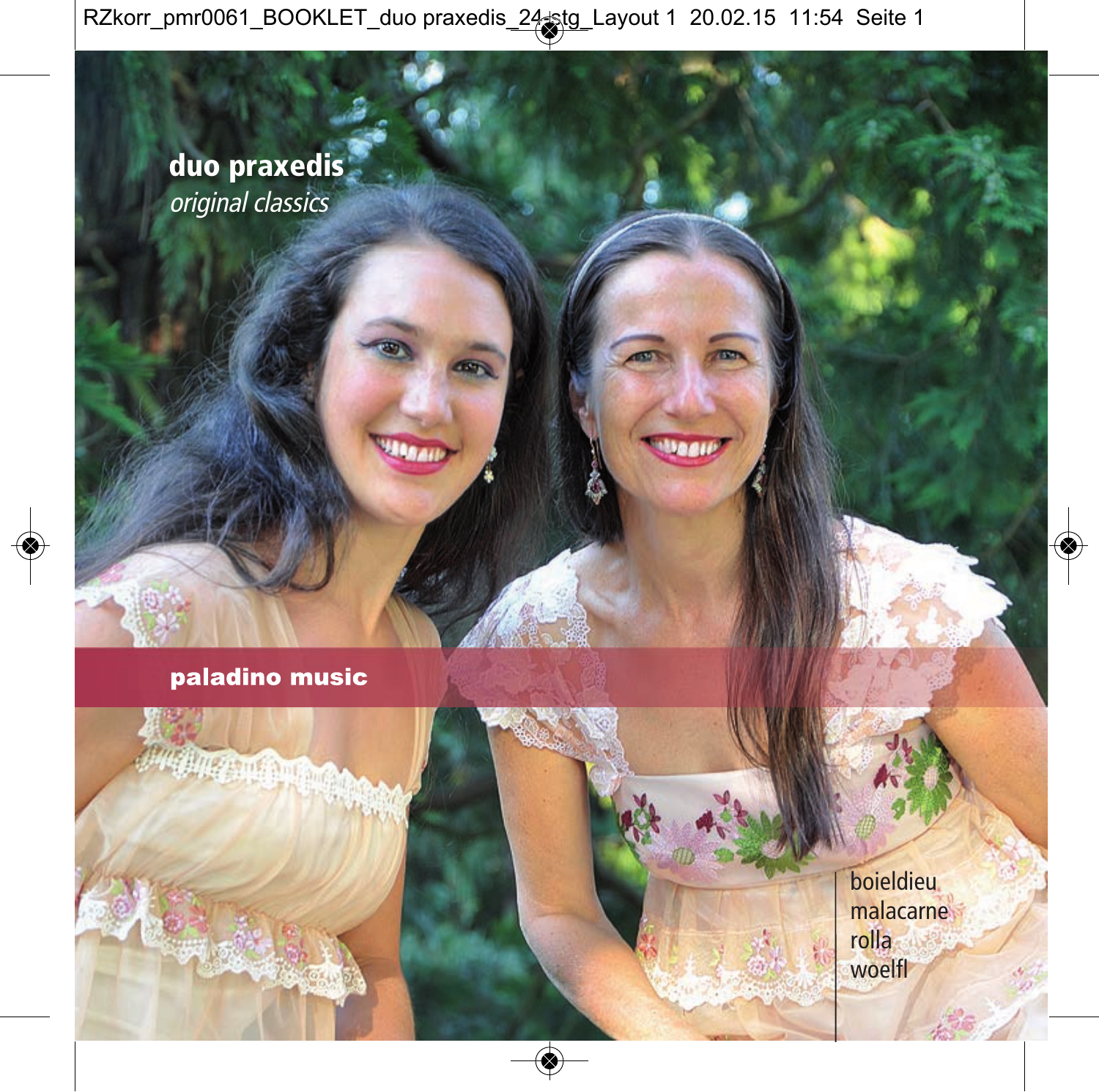# duo praxedis

*original classics*

**paladino music**

boieldieu
malacarne
rolla
woelfl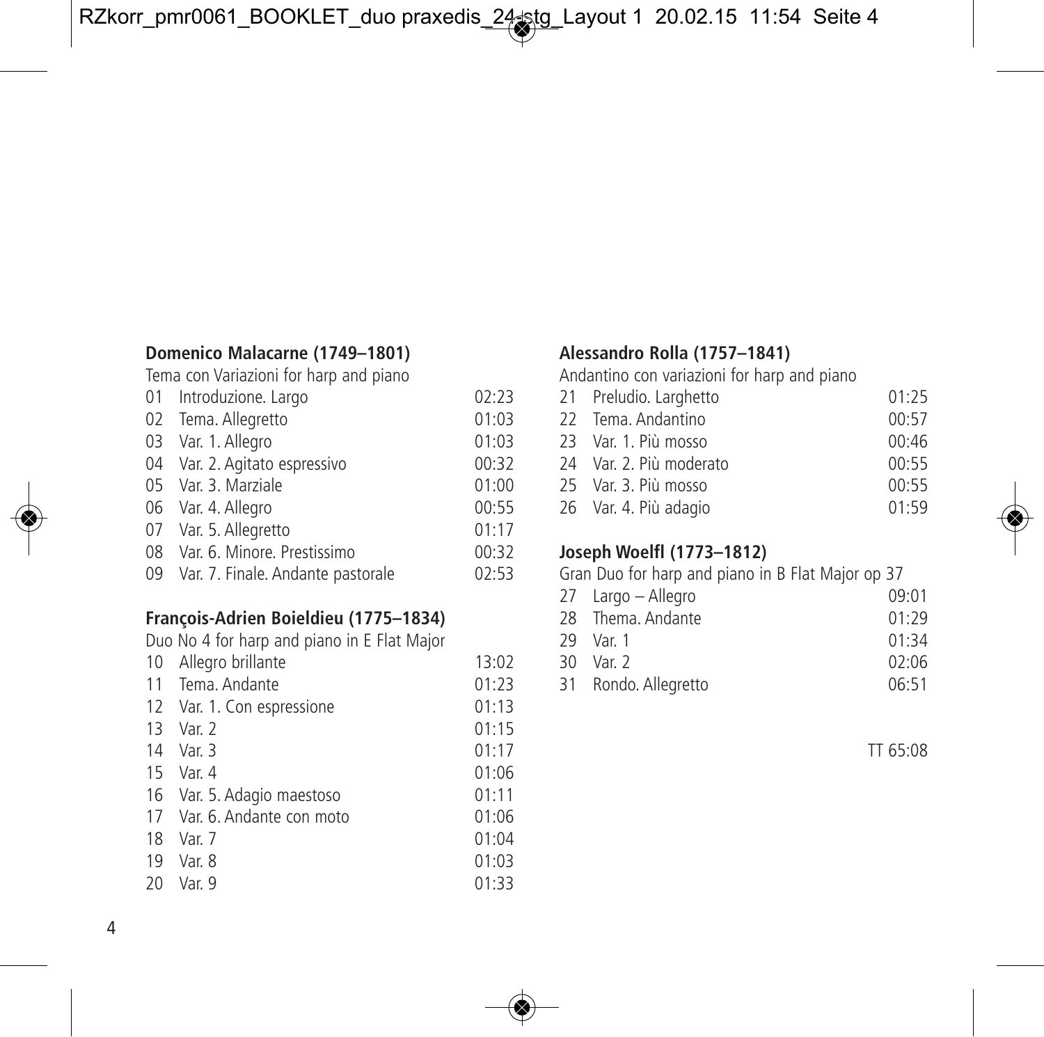**Domenico Malacarne (1749–1801)**
Tema con Variazioni for harp and piano

| | | |
|---|---|---|
| 01 | Introduzione. Largo | 02:23 |
| 02 | Tema. Allegretto | 01:03 |
| 03 | Var. 1. Allegro | 01:03 |
| 04 | Var. 2. Agitato espressivo | 00:32 |
| 05 | Var. 3. Marziale | 01:00 |
| 06 | Var. 4. Allegro | 00:55 |
| 07 | Var. 5. Allegretto | 01:17 |
| 08 | Var. 6. Minore. Prestissimo | 00:32 |
| 09 | Var. 7. Finale. Andante pastorale | 02:53 |

**François-Adrien Boieldieu (1775–1834)**
Duo No 4 for harp and piano in E Flat Major

| | | |
|---|---|---|
| 10 | Allegro brillante | 13:02 |
| 11 | Tema. Andante | 01:23 |
| 12 | Var. 1. Con espressione | 01:13 |
| 13 | Var. 2 | 01:15 |
| 14 | Var. 3 | 01:17 |
| 15 | Var. 4 | 01:06 |
| 16 | Var. 5. Adagio maestoso | 01:11 |
| 17 | Var. 6. Andante con moto | 01:06 |
| 18 | Var. 7 | 01:04 |
| 19 | Var. 8 | 01:03 |
| 20 | Var. 9 | 01:33 |

**Alessandro Rolla (1757–1841)**
Andantino con variazioni for harp and piano

| | | |
|---|---|---|
| 21 | Preludio. Larghetto | 01:25 |
| 22 | Tema. Andantino | 00:57 |
| 23 | Var. 1. Più mosso | 00:46 |
| 24 | Var. 2. Più moderato | 00:55 |
| 25 | Var. 3. Più mosso | 00:55 |
| 26 | Var. 4. Più adagio | 01:59 |

**Joseph Woelfl (1773–1812)**
Gran Duo for harp and piano in B Flat Major op 37

| | | |
|---|---|---|
| 27 | Largo – Allegro | 09:01 |
| 28 | Thema. Andante | 01:29 |
| 29 | Var. 1 | 01:34 |
| 30 | Var. 2 | 02:06 |
| 31 | Rondo. Allegretto | 06:51 |

TT 65:08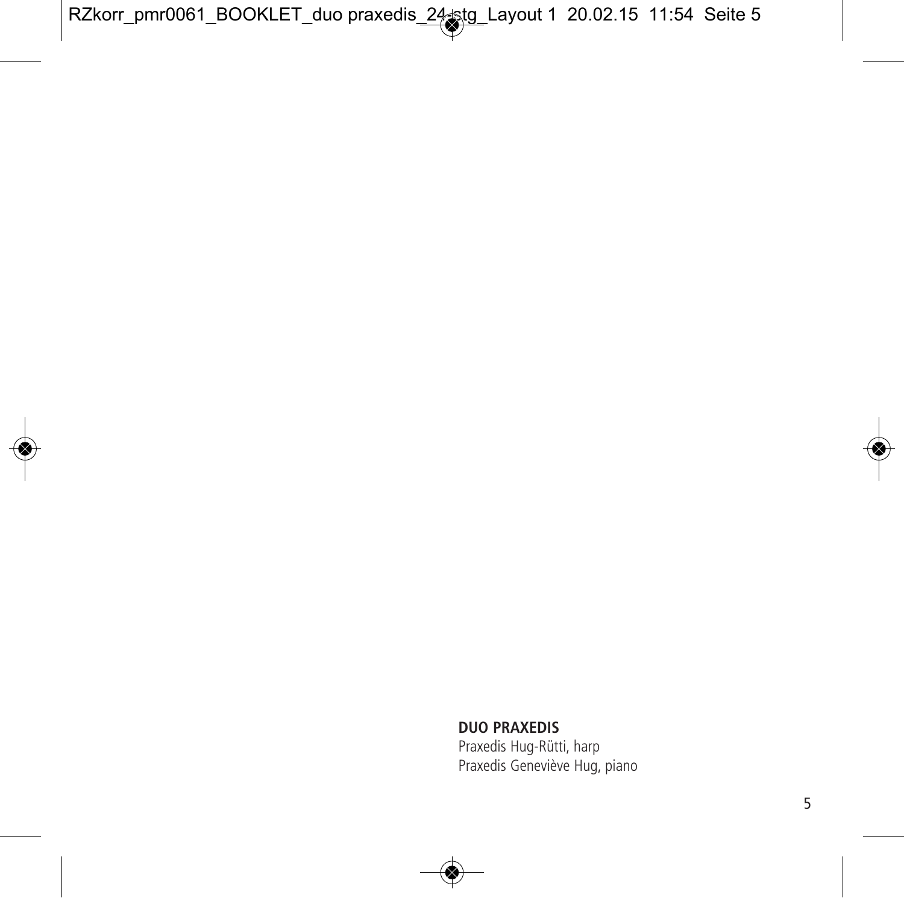**DUO PRAXEDIS**

Praxedis Hug-Rütti, harp

Praxedis Geneviève Hug, piano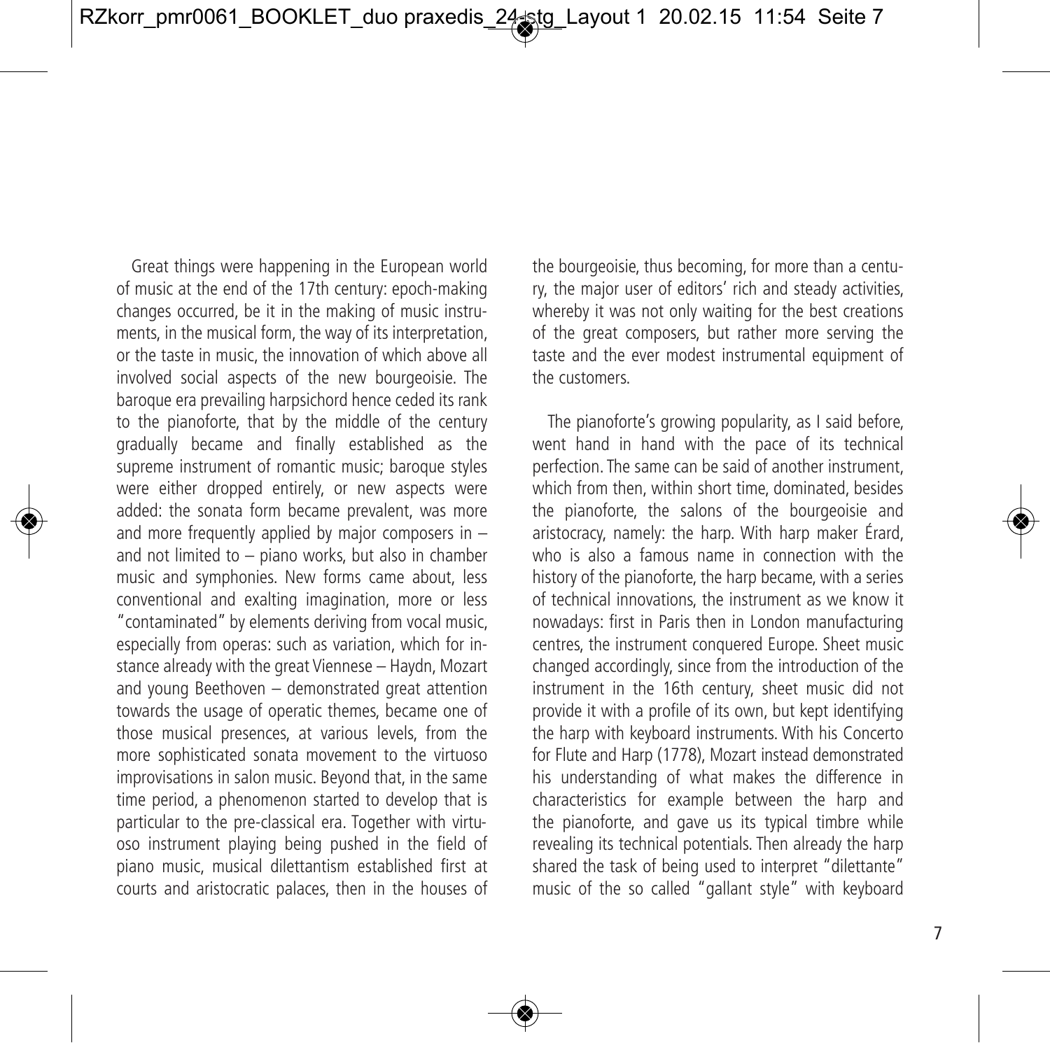Great things were happening in the European world of music at the end of the 17th century: epoch-making changes occurred, be it in the making of music instruments, in the musical form, the way of its interpretation, or the taste in music, the innovation of which above all involved social aspects of the new bourgeoisie. The baroque era prevailing harpsichord hence ceded its rank to the pianoforte, that by the middle of the century gradually became and finally established as the supreme instrument of romantic music; baroque styles were either dropped entirely, or new aspects were added: the sonata form became prevalent, was more and more frequently applied by major composers in – and not limited to – piano works, but also in chamber music and symphonies. New forms came about, less conventional and exalting imagination, more or less "contaminated" by elements deriving from vocal music, especially from operas: such as variation, which for instance already with the great Viennese – Haydn, Mozart and young Beethoven – demonstrated great attention towards the usage of operatic themes, became one of those musical presences, at various levels, from the more sophisticated sonata movement to the virtuoso improvisations in salon music. Beyond that, in the same time period, a phenomenon started to develop that is particular to the pre-classical era. Together with virtuoso instrument playing being pushed in the field of piano music, musical dilettantism established first at courts and aristocratic palaces, then in the houses of the bourgeoisie, thus becoming, for more than a century, the major user of editors' rich and steady activities, whereby it was not only waiting for the best creations of the great composers, but rather more serving the taste and the ever modest instrumental equipment of the customers.

The pianoforte's growing popularity, as I said before, went hand in hand with the pace of its technical perfection. The same can be said of another instrument, which from then, within short time, dominated, besides the pianoforte, the salons of the bourgeoisie and aristocracy, namely: the harp. With harp maker Érard, who is also a famous name in connection with the history of the pianoforte, the harp became, with a series of technical innovations, the instrument as we know it nowadays: first in Paris then in London manufacturing centres, the instrument conquered Europe. Sheet music changed accordingly, since from the introduction of the instrument in the 16th century, sheet music did not provide it with a profile of its own, but kept identifying the harp with keyboard instruments. With his Concerto for Flute and Harp (1778), Mozart instead demonstrated his understanding of what makes the difference in characteristics for example between the harp and the pianoforte, and gave us its typical timbre while revealing its technical potentials. Then already the harp shared the task of being used to interpret "dilettante" music of the so called "gallant style" with keyboard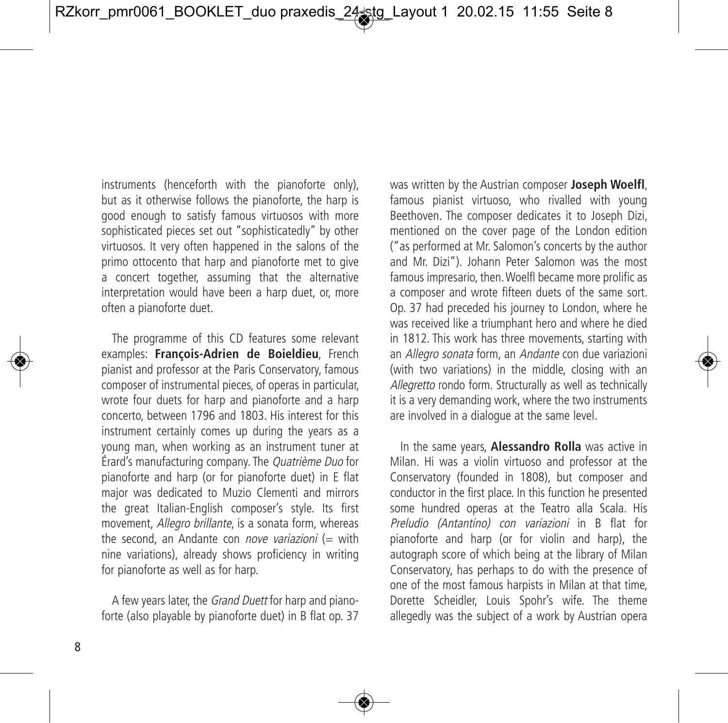instruments (henceforth with the pianoforte only), but as it otherwise follows the pianoforte, the harp is good enough to satisfy famous virtuosos with more sophisticated pieces set out "sophisticatedly" by other virtuosos. It very often happened in the salons of the primo ottocento that harp and pianoforte met to give a concert together, assuming that the alternative interpretation would have been a harp duet, or, more often a pianoforte duet.

The programme of this CD features some relevant examples: **François-Adrien de Boieldieu**, French pianist and professor at the Paris Conservatory, famous composer of instrumental pieces, of operas in particular, wrote four duets for harp and pianoforte and a harp concerto, between 1796 and 1803. His interest for this instrument certainly comes up during the years as a young man, when working as an instrument tuner at Érard's manufacturing company. The *Quatrième Duo* for pianoforte and harp (or for pianoforte duet) in E flat major was dedicated to Muzio Clementi and mirrors the great Italian-English composer's style. Its first movement, *Allegro brillante*, is a sonata form, whereas the second, an Andante con *nove variazioni* (= with nine variations), already shows proficiency in writing for pianoforte as well as for harp.

A few years later, the *Grand Duett* for harp and pianoforte (also playable by pianoforte duet) in B flat op. 37 was written by the Austrian composer **Joseph Woelfl**, famous pianist virtuoso, who rivalled with young Beethoven. The composer dedicates it to Joseph Dizi, mentioned on the cover page of the London edition ("as performed at Mr. Salomon's concerts by the author and Mr. Dizi"). Johann Peter Salomon was the most famous impresario, then. Woelfl became more prolific as a composer and wrote fifteen duets of the same sort. Op. 37 had preceded his journey to London, where he was received like a triumphant hero and where he died in 1812. This work has three movements, starting with an *Allegro sonata* form, an *Andante* con due variazioni (with two variations) in the middle, closing with an *Allegretto* rondo form. Structurally as well as technically it is a very demanding work, where the two instruments are involved in a dialogue at the same level.

In the same years, **Alessandro Rolla** was active in Milan. Hi was a violin virtuoso and professor at the Conservatory (founded in 1808), but composer and conductor in the first place. In this function he presented some hundred operas at the Teatro alla Scala. His *Preludio (Antantino) con variazioni* in B flat for pianoforte and harp (or for violin and harp), the autograph score of which being at the library of Milan Conservatory, has perhaps to do with the presence of one of the most famous harpists in Milan at that time, Dorette Scheidler, Louis Spohr's wife. The theme allegedly was the subject of a work by Austrian opera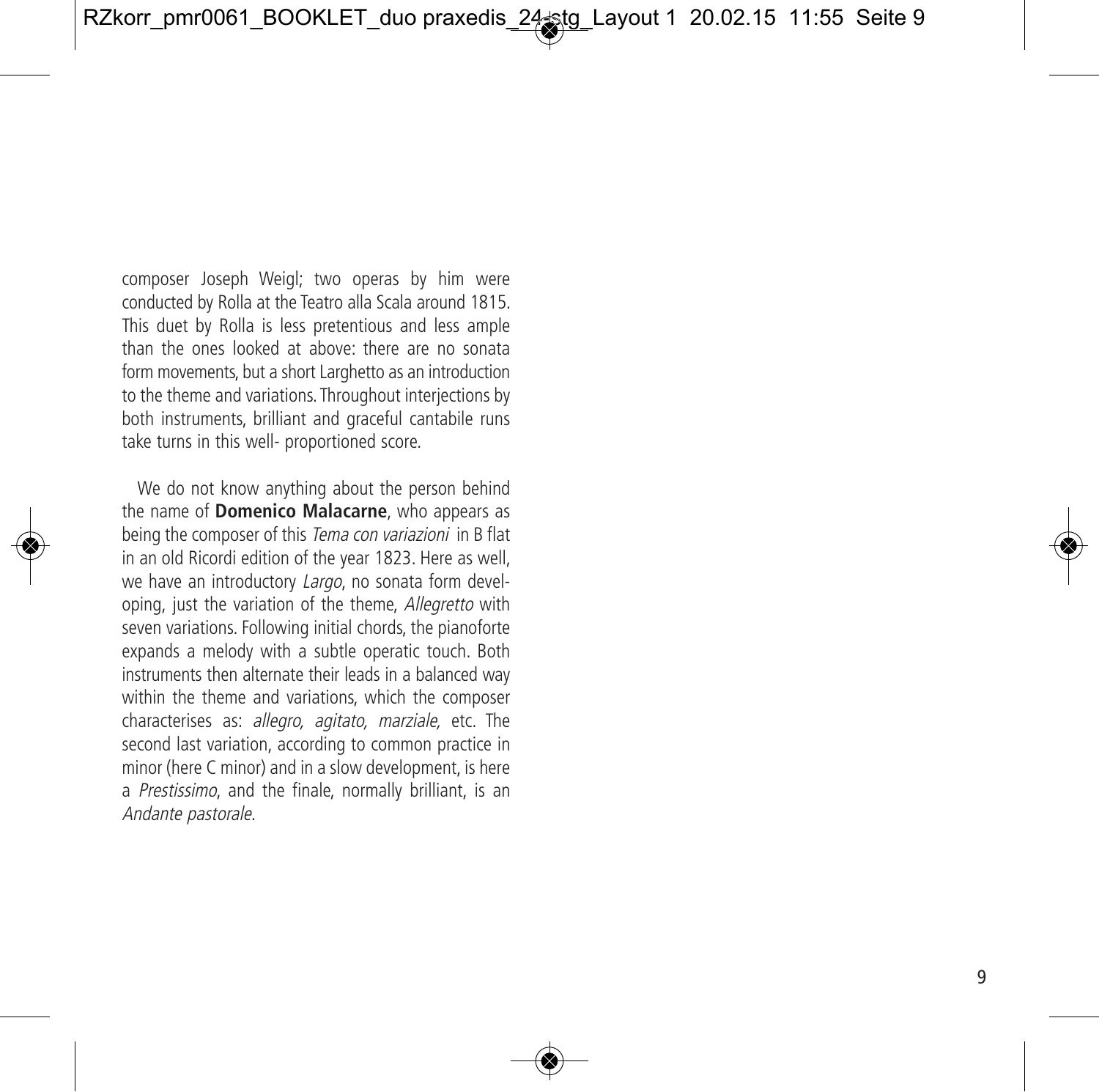composer Joseph Weigl; two operas by him were conducted by Rolla at the Teatro alla Scala around 1815. This duet by Rolla is less pretentious and less ample than the ones looked at above: there are no sonata form movements, but a short Larghetto as an introduction to the theme and variations. Throughout interjections by both instruments, brilliant and graceful cantabile runs take turns in this well- proportioned score.

We do not know anything about the person behind the name of **Domenico Malacarne**, who appears as being the composer of this *Tema con variazioni* in B flat in an old Ricordi edition of the year 1823. Here as well, we have an introductory *Largo*, no sonata form developing, just the variation of the theme, *Allegretto* with seven variations. Following initial chords, the pianoforte expands a melody with a subtle operatic touch. Both instruments then alternate their leads in a balanced way within the theme and variations, which the composer characterises as: *allegro, agitato, marziale,* etc. The second last variation, according to common practice in minor (here C minor) and in a slow development, is here a *Prestissimo*, and the finale, normally brilliant, is an *Andante pastorale*.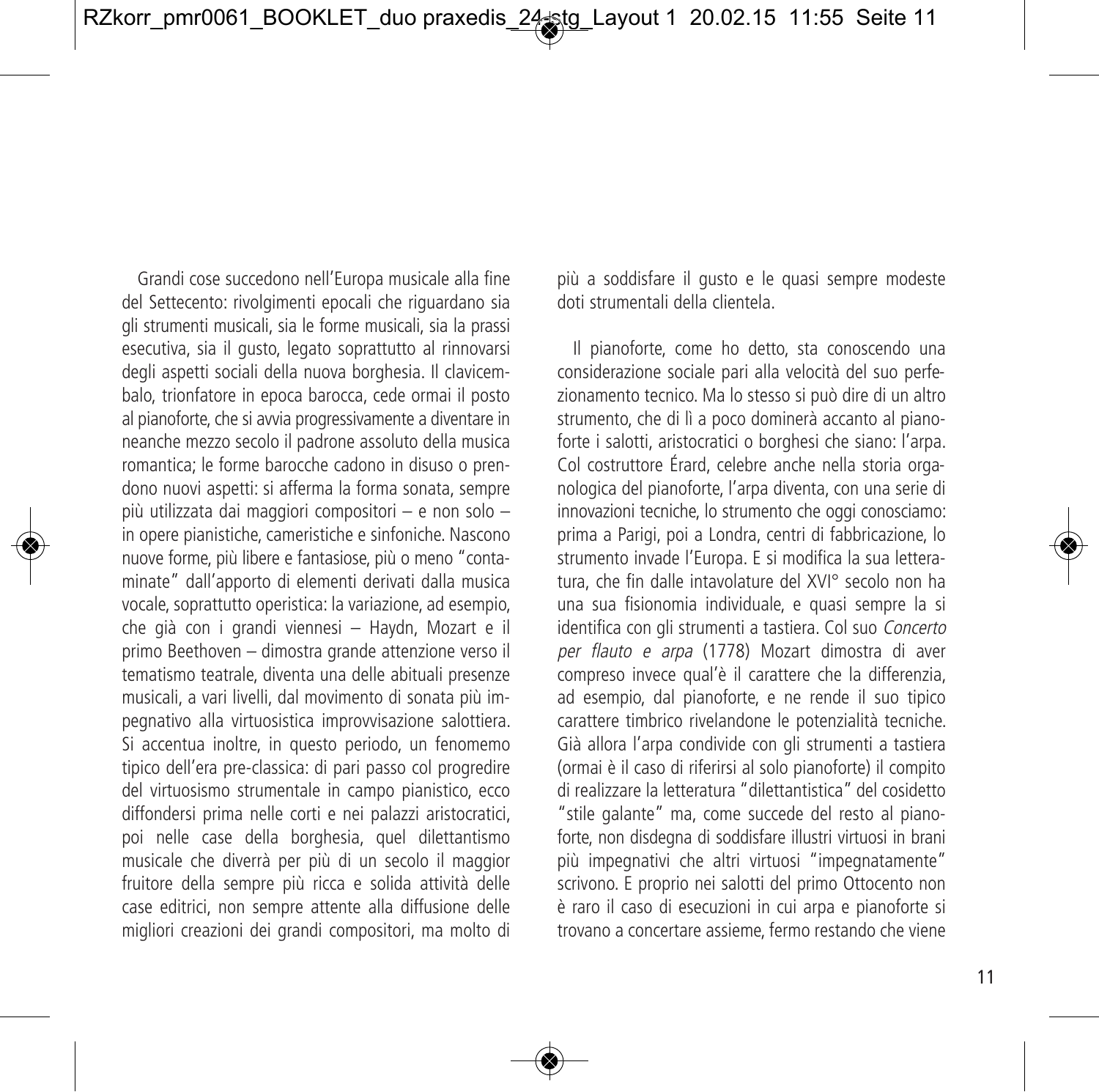Grandi cose succedono nell'Europa musicale alla fine del Settecento: rivolgimenti epocali che riguardano sia gli strumenti musicali, sia le forme musicali, sia la prassi esecutiva, sia il gusto, legato soprattutto al rinnovarsi degli aspetti sociali della nuova borghesia. Il clavicembalo, trionfatore in epoca barocca, cede ormai il posto al pianoforte, che si avvia progressivamente a diventare in neanche mezzo secolo il padrone assoluto della musica romantica; le forme barocche cadono in disuso o prendono nuovi aspetti: si afferma la forma sonata, sempre più utilizzata dai maggiori compositori – e non solo – in opere pianistiche, cameristiche e sinfoniche. Nascono nuove forme, più libere e fantasiose, più o meno "contaminate" dall'apporto di elementi derivati dalla musica vocale, soprattutto operistica: la variazione, ad esempio, che già con i grandi viennesi – Haydn, Mozart e il primo Beethoven – dimostra grande attenzione verso il tematismo teatrale, diventa una delle abituali presenze musicali, a vari livelli, dal movimento di sonata più impegnativo alla virtuosistica improvvisazione salottiera. Si accentua inoltre, in questo periodo, un fenomemo tipico dell'era pre-classica: di pari passo col progredire del virtuosismo strumentale in campo pianistico, ecco diffondersi prima nelle corti e nei palazzi aristocratici, poi nelle case della borghesia, quel dilettantismo musicale che diverrà per più di un secolo il maggior fruitore della sempre più ricca e solida attività delle case editrici, non sempre attente alla diffusione delle migliori creazioni dei grandi compositori, ma molto di più a soddisfare il gusto e le quasi sempre modeste doti strumentali della clientela.

Il pianoforte, come ho detto, sta conoscendo una considerazione sociale pari alla velocità del suo perfezionamento tecnico. Ma lo stesso si può dire di un altro strumento, che di lì a poco dominerà accanto al pianoforte i salotti, aristocratici o borghesi che siano: l'arpa. Col costruttore Érard, celebre anche nella storia organologica del pianoforte, l'arpa diventa, con una serie di innovazioni tecniche, lo strumento che oggi conosciamo: prima a Parigi, poi a Londra, centri di fabbricazione, lo strumento invade l'Europa. E si modifica la sua letteratura, che fin dalle intavolature del XVI° secolo non ha una sua fisionomia individuale, e quasi sempre la si identifica con gli strumenti a tastiera. Col suo *Concerto per flauto e arpa* (1778) Mozart dimostra di aver compreso invece qual'è il carattere che la differenzia, ad esempio, dal pianoforte, e ne rende il suo tipico carattere timbrico rivelandone le potenzialità tecniche. Già allora l'arpa condivide con gli strumenti a tastiera (ormai è il caso di riferirsi al solo pianoforte) il compito di realizzare la letteratura "dilettantistica" del cosidetto "stile galante" ma, come succede del resto al pianoforte, non disdegna di soddisfare illustri virtuosi in brani più impegnativi che altri virtuosi "impegnatamente" scrivono. E proprio nei salotti del primo Ottocento non è raro il caso di esecuzioni in cui arpa e pianoforte si trovano a concertare assieme, fermo restando che viene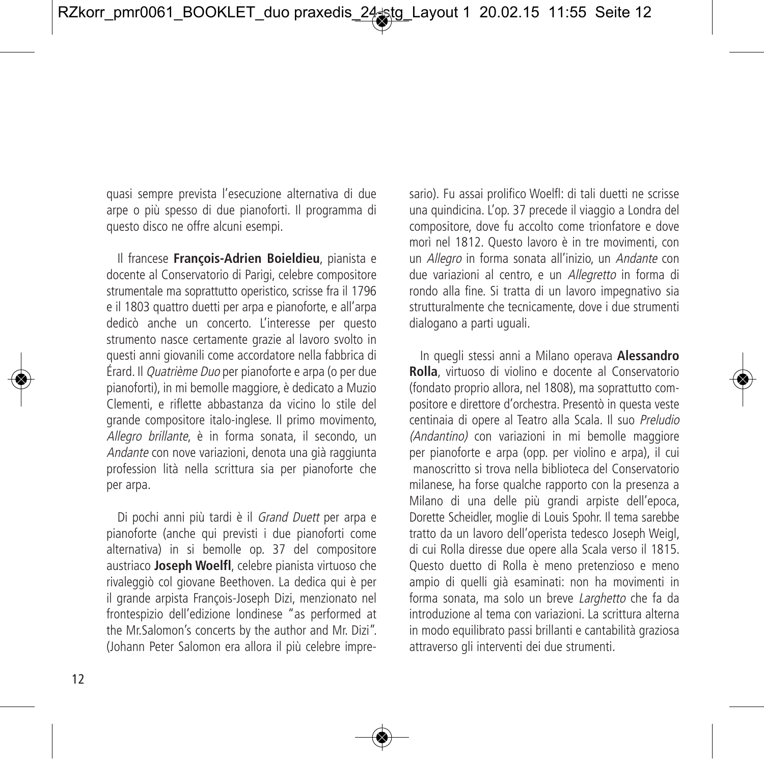quasi sempre prevista l'esecuzione alternativa di due arpe o più spesso di due pianoforti. Il programma di questo disco ne offre alcuni esempi.

Il francese **François-Adrien Boieldieu**, pianista e docente al Conservatorio di Parigi, celebre compositore strumentale ma soprattutto operistico, scrisse fra il 1796 e il 1803 quattro duetti per arpa e pianoforte, e all'arpa dedicò anche un concerto. L'interesse per questo strumento nasce certamente grazie al lavoro svolto in questi anni giovanili come accordatore nella fabbrica di Érard. Il *Quatrième Duo* per pianoforte e arpa (o per due pianoforti), in mi bemolle maggiore, è dedicato a Muzio Clementi, e riflette abbastanza da vicino lo stile del grande compositore italo-inglese. Il primo movimento, *Allegro brillante*, è in forma sonata, il secondo, un *Andante* con nove variazioni, denota una già raggiunta profession lità nella scrittura sia per pianoforte che per arpa.

Di pochi anni più tardi è il *Grand Duett* per arpa e pianoforte (anche qui previsti i due pianoforti come alternativa) in si bemolle op. 37 del compositore austriaco **Joseph Woelfl**, celebre pianista virtuoso che rivaleggiò col giovane Beethoven. La dedica qui è per il grande arpista François-Joseph Dizi, menzionato nel frontespizio dell'edizione londinese "as performed at the Mr.Salomon's concerts by the author and Mr. Dizi". (Johann Peter Salomon era allora il più celebre impresario). Fu assai prolifico Woelfl: di tali duetti ne scrisse una quindicina. L'op. 37 precede il viaggio a Londra del compositore, dove fu accolto come trionfatore e dove morì nel 1812. Questo lavoro è in tre movimenti, con un *Allegro* in forma sonata all'inizio, un *Andante* con due variazioni al centro, e un *Allegretto* in forma di rondo alla fine. Si tratta di un lavoro impegnativo sia strutturalmente che tecnicamente, dove i due strumenti dialogano a parti uguali.

In quegli stessi anni a Milano operava **Alessandro Rolla**, virtuoso di violino e docente al Conservatorio (fondato proprio allora, nel 1808), ma soprattutto compositore e direttore d'orchestra. Presentò in questa veste centinaia di opere al Teatro alla Scala. Il suo *Preludio (Andantino)* con variazioni in mi bemolle maggiore per pianoforte e arpa (opp. per violino e arpa), il cui manoscritto si trova nella biblioteca del Conservatorio milanese, ha forse qualche rapporto con la presenza a Milano di una delle più grandi arpiste dell'epoca, Dorette Scheidler, moglie di Louis Spohr. Il tema sarebbe tratto da un lavoro dell'operista tedesco Joseph Weigl, di cui Rolla diresse due opere alla Scala verso il 1815. Questo duetto di Rolla è meno pretenzioso e meno ampio di quelli già esaminati: non ha movimenti in forma sonata, ma solo un breve *Larghetto* che fa da introduzione al tema con variazioni. La scrittura alterna in modo equilibrato passi brillanti e cantabilità graziosa attraverso gli interventi dei due strumenti.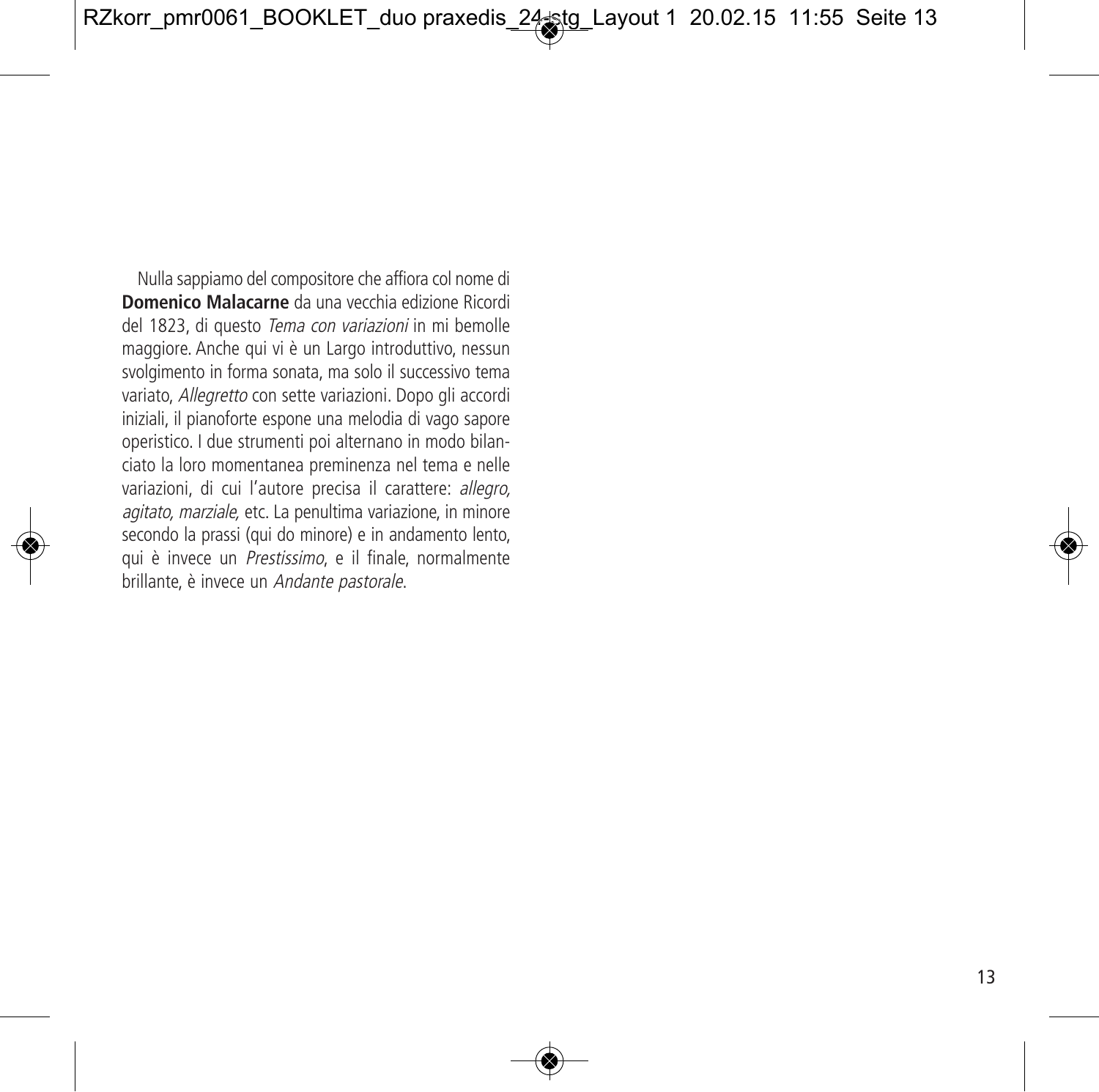Nulla sappiamo del compositore che affiora col nome di **Domenico Malacarne** da una vecchia edizione Ricordi del 1823, di questo *Tema con variazioni* in mi bemolle maggiore. Anche qui vi è un Largo introduttivo, nessun svolgimento in forma sonata, ma solo il successivo tema variato, *Allegretto* con sette variazioni. Dopo gli accordi iniziali, il pianoforte espone una melodia di vago sapore operistico. I due strumenti poi alternano in modo bilanciato la loro momentanea preminenza nel tema e nelle variazioni, di cui l'autore precisa il carattere: *allegro, agitato, marziale,* etc. La penultima variazione, in minore secondo la prassi (qui do minore) e in andamento lento, qui è invece un *Prestissimo*, e il finale, normalmente brillante, è invece un *Andante pastorale*.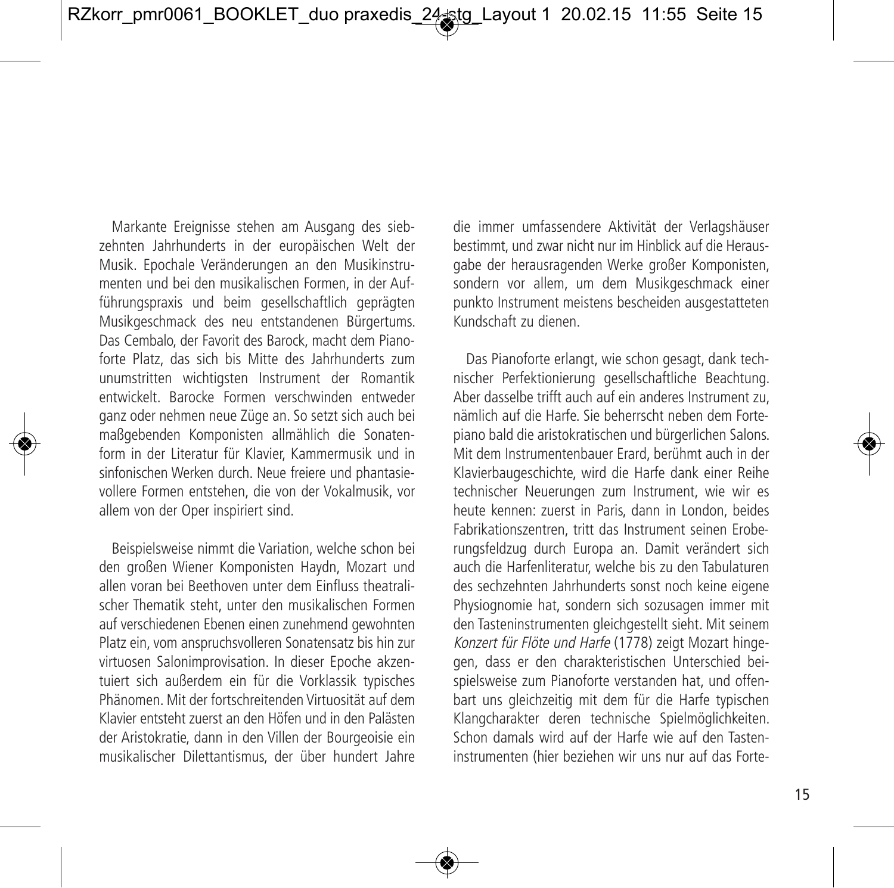Markante Ereignisse stehen am Ausgang des siebzehnten Jahrhunderts in der europäischen Welt der Musik. Epochale Veränderungen an den Musikinstrumenten und bei den musikalischen Formen, in der Aufführungspraxis und beim gesellschaftlich geprägten Musikgeschmack des neu entstandenen Bürgertums. Das Cembalo, der Favorit des Barock, macht dem Pianoforte Platz, das sich bis Mitte des Jahrhunderts zum unumstritten wichtigsten Instrument der Romantik entwickelt. Barocke Formen verschwinden entweder ganz oder nehmen neue Züge an. So setzt sich auch bei maßgebenden Komponisten allmählich die Sonatenform in der Literatur für Klavier, Kammermusik und in sinfonischen Werken durch. Neue freiere und phantasievollere Formen entstehen, die von der Vokalmusik, vor allem von der Oper inspiriert sind.

Beispielsweise nimmt die Variation, welche schon bei den großen Wiener Komponisten Haydn, Mozart und allen voran bei Beethoven unter dem Einfluss theatralischer Thematik steht, unter den musikalischen Formen auf verschiedenen Ebenen einen zunehmend gewohnten Platz ein, vom anspruchsvolleren Sonatensatz bis hin zur virtuosen Salonimprovisation. In dieser Epoche akzentuiert sich außerdem ein für die Vorklassik typisches Phänomen. Mit der fortschreitenden Virtuosität auf dem Klavier entsteht zuerst an den Höfen und in den Palästen der Aristokratie, dann in den Villen der Bourgeoisie ein musikalischer Dilettantismus, der über hundert Jahre die immer umfassendere Aktivität der Verlagshäuser bestimmt, und zwar nicht nur im Hinblick auf die Herausgabe der herausragenden Werke großer Komponisten, sondern vor allem, um dem Musikgeschmack einer punkto Instrument meistens bescheiden ausgestatteten Kundschaft zu dienen.

Das Pianoforte erlangt, wie schon gesagt, dank technischer Perfektionierung gesellschaftliche Beachtung. Aber dasselbe trifft auch auf ein anderes Instrument zu, nämlich auf die Harfe. Sie beherrscht neben dem Fortepiano bald die aristokratischen und bürgerlichen Salons. Mit dem Instrumentenbauer Erard, berühmt auch in der Klavierbaugeschichte, wird die Harfe dank einer Reihe technischer Neuerungen zum Instrument, wie wir es heute kennen: zuerst in Paris, dann in London, beides Fabrikationszentren, tritt das Instrument seinen Eroberungsfeldzug durch Europa an. Damit verändert sich auch die Harfenliteratur, welche bis zu den Tabulaturen des sechzehnten Jahrhunderts sonst noch keine eigene Physiognomie hat, sondern sich sozusagen immer mit den Tasteninstrumenten gleichgestellt sieht. Mit seinem *Konzert für Flöte und Harfe* (1778) zeigt Mozart hingegen, dass er den charakteristischen Unterschied beispielsweise zum Pianoforte verstanden hat, und offenbart uns gleichzeitig mit dem für die Harfe typischen Klangcharakter deren technische Spielmöglichkeiten. Schon damals wird auf der Harfe wie auf den Tasteninstrumenten (hier beziehen wir uns nur auf das Forte-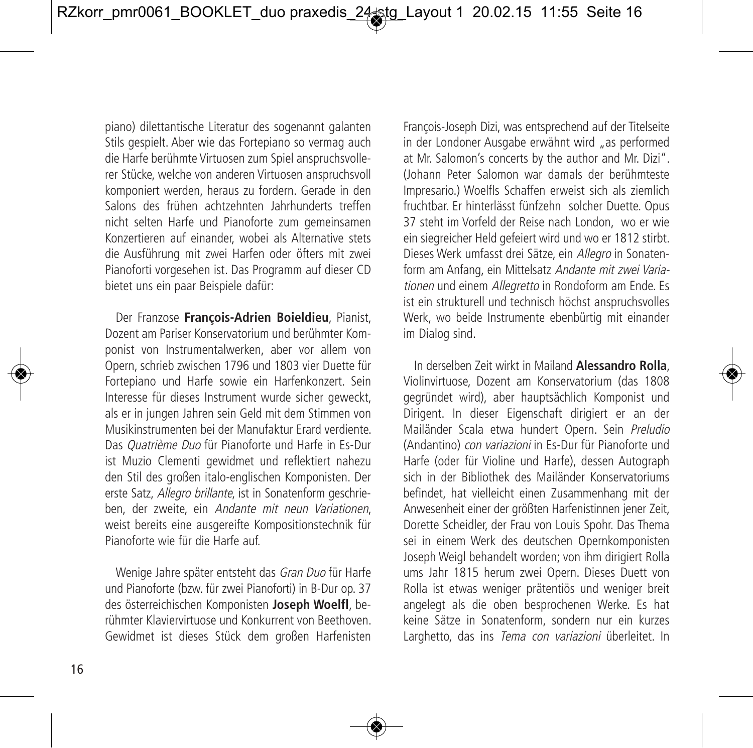piano) dilettantische Literatur des sogenannt galanten Stils gespielt. Aber wie das Fortepiano so vermag auch die Harfe berühmte Virtuosen zum Spiel anspruchsvollerer Stücke, welche von anderen Virtuosen anspruchsvoll komponiert werden, heraus zu fordern. Gerade in den Salons des frühen achtzehnten Jahrhunderts treffen nicht selten Harfe und Pianoforte zum gemeinsamen Konzertieren auf einander, wobei als Alternative stets die Ausführung mit zwei Harfen oder öfters mit zwei Pianoforti vorgesehen ist. Das Programm auf dieser CD bietet uns ein paar Beispiele dafür:

Der Franzose **François-Adrien Boieldieu**, Pianist, Dozent am Pariser Konservatorium und berühmter Komponist von Instrumentalwerken, aber vor allem von Opern, schrieb zwischen 1796 und 1803 vier Duette für Fortepiano und Harfe sowie ein Harfenkonzert. Sein Interesse für dieses Instrument wurde sicher geweckt, als er in jungen Jahren sein Geld mit dem Stimmen von Musikinstrumenten bei der Manufaktur Erard verdiente. Das *Quatrième Duo* für Pianoforte und Harfe in Es-Dur ist Muzio Clementi gewidmet und reflektiert nahezu den Stil des großen italo-englischen Komponisten. Der erste Satz, *Allegro brillante*, ist in Sonatenform geschrieben, der zweite, ein *Andante mit neun Variationen*, weist bereits eine ausgereifte Kompositionstechnik für Pianoforte wie für die Harfe auf.

Wenige Jahre später entsteht das *Gran Duo* für Harfe und Pianoforte (bzw. für zwei Pianoforti) in B-Dur op. 37 des österreichischen Komponisten **Joseph Woelfl**, berühmter Klaviervirtuose und Konkurrent von Beethoven. Gewidmet ist dieses Stück dem großen Harfenisten François-Joseph Dizi, was entsprechend auf der Titelseite in der Londoner Ausgabe erwähnt wird „as performed at Mr. Salomon's concerts by the author and Mr. Dizi". (Johann Peter Salomon war damals der berühmteste Impresario.) Woelfls Schaffen erweist sich als ziemlich fruchtbar. Er hinterlässt fünfzehn solcher Duette. Opus 37 steht im Vorfeld der Reise nach London, wo er wie ein siegreicher Held gefeiert wird und wo er 1812 stirbt. Dieses Werk umfasst drei Sätze, ein *Allegro* in Sonatenform am Anfang, ein Mittelsatz *Andante mit zwei Variationen* und einem *Allegretto* in Rondoform am Ende. Es ist ein strukturell und technisch höchst anspruchsvolles Werk, wo beide Instrumente ebenbürtig mit einander im Dialog sind.

In derselben Zeit wirkt in Mailand **Alessandro Rolla**, Violinvirtuose, Dozent am Konservatorium (das 1808 gegründet wird), aber hauptsächlich Komponist und Dirigent. In dieser Eigenschaft dirigiert er an der Mailänder Scala etwa hundert Opern. Sein *Preludio* (Andantino) *con variazioni* in Es-Dur für Pianoforte und Harfe (oder für Violine und Harfe), dessen Autograph sich in der Bibliothek des Mailänder Konservatoriums befindet, hat vielleicht einen Zusammenhang mit der Anwesenheit einer der größten Harfenistinnen jener Zeit, Dorette Scheidler, der Frau von Louis Spohr. Das Thema sei in einem Werk des deutschen Opernkomponisten Joseph Weigl behandelt worden; von ihm dirigiert Rolla ums Jahr 1815 herum zwei Opern. Dieses Duett von Rolla ist etwas weniger prätentiös und weniger breit angelegt als die oben besprochenen Werke. Es hat keine Sätze in Sonatenform, sondern nur ein kurzes Larghetto, das ins *Tema con variazioni* überleitet. In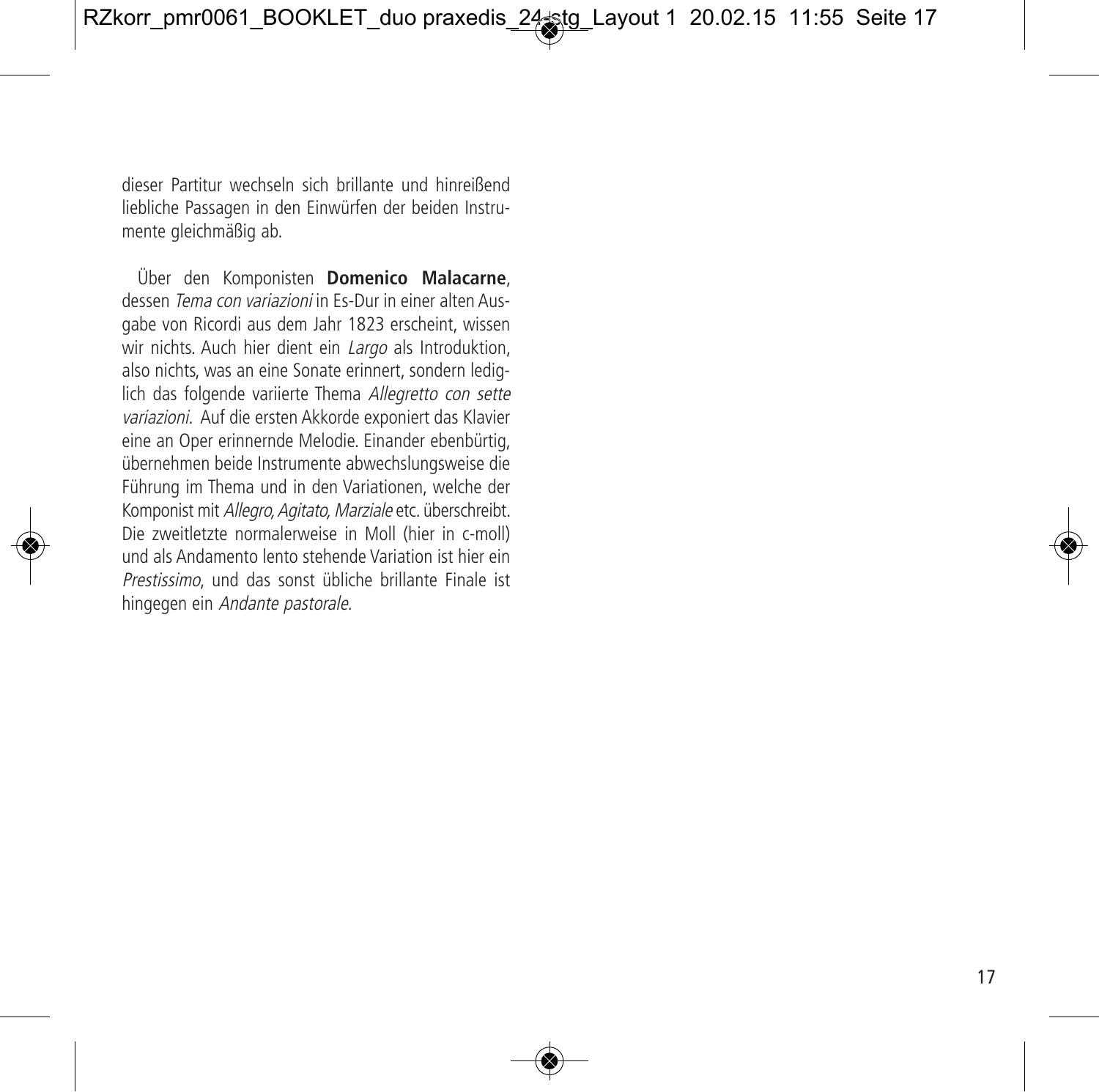dieser Partitur wechseln sich brillante und hinreißend liebliche Passagen in den Einwürfen der beiden Instrumente gleichmäßig ab.

Über den Komponisten **Domenico Malacarne**, dessen *Tema con variazioni* in Es-Dur in einer alten Ausgabe von Ricordi aus dem Jahr 1823 erscheint, wissen wir nichts. Auch hier dient ein *Largo* als Introduktion, also nichts, was an eine Sonate erinnert, sondern lediglich das folgende variierte Thema *Allegretto con sette variazioni*. Auf die ersten Akkorde exponiert das Klavier eine an Oper erinnernde Melodie. Einander ebenbürtig, übernehmen beide Instrumente abwechslungsweise die Führung im Thema und in den Variationen, welche der Komponist mit *Allegro, Agitato, Marziale* etc. überschreibt. Die zweitletzte normalerweise in Moll (hier in c-moll) und als Andamento lento stehende Variation ist hier ein *Prestissimo*, und das sonst übliche brillante Finale ist hingegen ein *Andante pastorale*.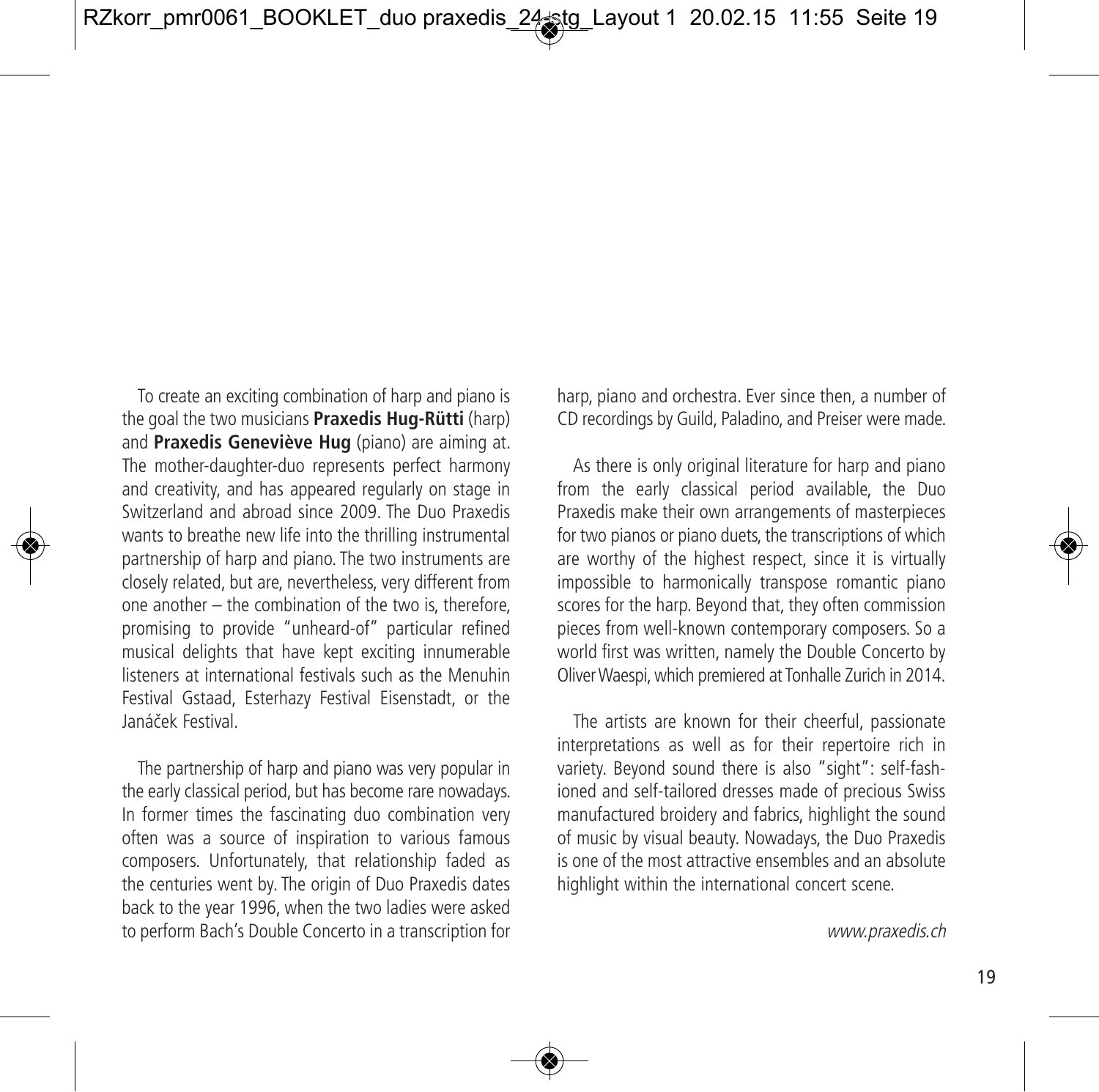To create an exciting combination of harp and piano is the goal the two musicians **Praxedis Hug-Rütti** (harp) and **Praxedis Geneviève Hug** (piano) are aiming at. The mother-daughter-duo represents perfect harmony and creativity, and has appeared regularly on stage in Switzerland and abroad since 2009. The Duo Praxedis wants to breathe new life into the thrilling instrumental partnership of harp and piano. The two instruments are closely related, but are, nevertheless, very different from one another – the combination of the two is, therefore, promising to provide "unheard-of" particular refined musical delights that have kept exciting innumerable listeners at international festivals such as the Menuhin Festival Gstaad, Esterhazy Festival Eisenstadt, or the Janáček Festival.

The partnership of harp and piano was very popular in the early classical period, but has become rare nowadays. In former times the fascinating duo combination very often was a source of inspiration to various famous composers. Unfortunately, that relationship faded as the centuries went by. The origin of Duo Praxedis dates back to the year 1996, when the two ladies were asked to perform Bach's Double Concerto in a transcription for harp, piano and orchestra. Ever since then, a number of CD recordings by Guild, Paladino, and Preiser were made.

As there is only original literature for harp and piano from the early classical period available, the Duo Praxedis make their own arrangements of masterpieces for two pianos or piano duets, the transcriptions of which are worthy of the highest respect, since it is virtually impossible to harmonically transpose romantic piano scores for the harp. Beyond that, they often commission pieces from well-known contemporary composers. So a world first was written, namely the Double Concerto by Oliver Waespi, which premiered at Tonhalle Zurich in 2014.

The artists are known for their cheerful, passionate interpretations as well as for their repertoire rich in variety. Beyond sound there is also "sight": self-fashioned and self-tailored dresses made of precious Swiss manufactured broidery and fabrics, highlight the sound of music by visual beauty. Nowadays, the Duo Praxedis is one of the most attractive ensembles and an absolute highlight within the international concert scene.

*www.praxedis.ch*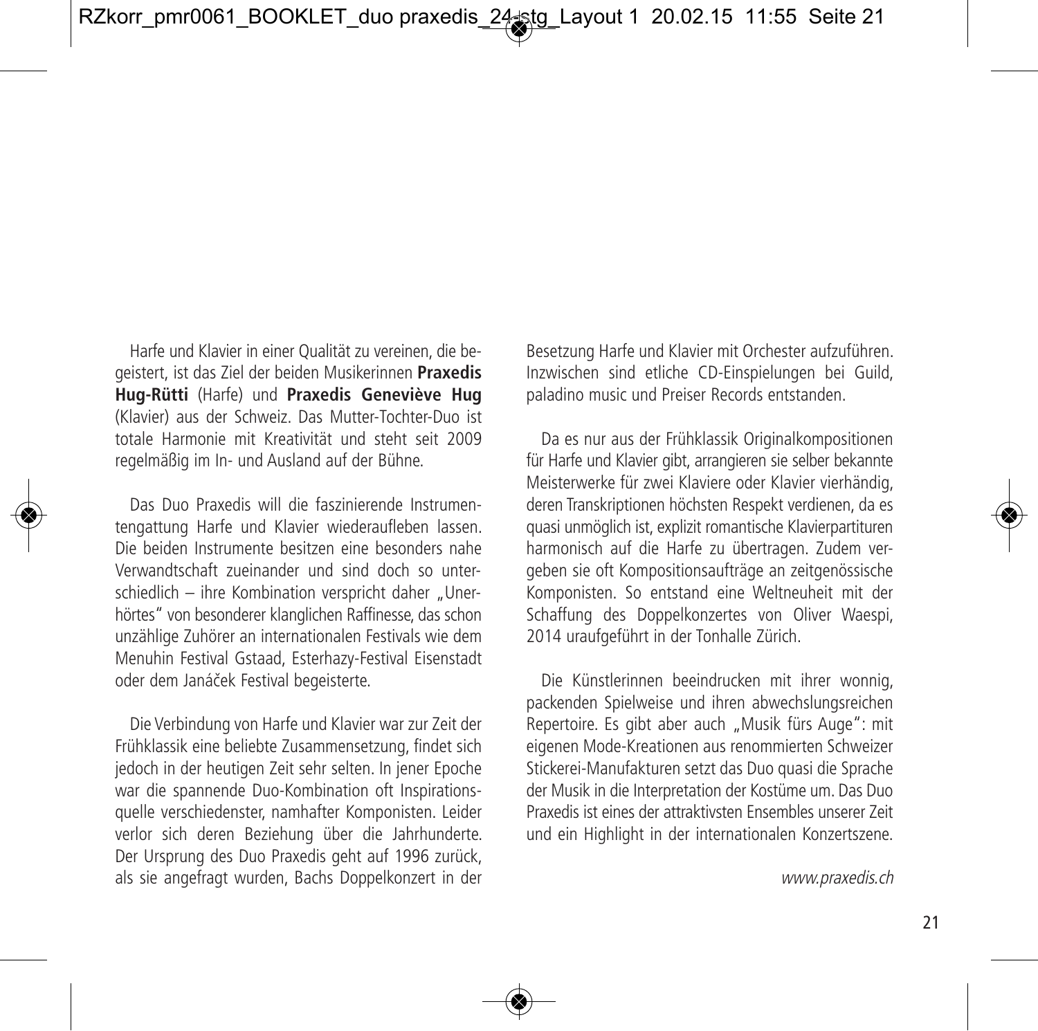Harfe und Klavier in einer Qualität zu vereinen, die begeistert, ist das Ziel der beiden Musikerinnen **Praxedis Hug-Rütti** (Harfe) und **Praxedis Geneviève Hug** (Klavier) aus der Schweiz. Das Mutter-Tochter-Duo ist totale Harmonie mit Kreativität und steht seit 2009 regelmäßig im In- und Ausland auf der Bühne.

Das Duo Praxedis will die faszinierende Instrumentengattung Harfe und Klavier wiederaufleben lassen. Die beiden Instrumente besitzen eine besonders nahe Verwandtschaft zueinander und sind doch so unterschiedlich – ihre Kombination verspricht daher „Unerhörtes" von besonderer klanglichen Raffinesse, das schon unzählige Zuhörer an internationalen Festivals wie dem Menuhin Festival Gstaad, Esterhazy-Festival Eisenstadt oder dem Janáček Festival begeisterte.

Die Verbindung von Harfe und Klavier war zur Zeit der Frühklassik eine beliebte Zusammensetzung, findet sich jedoch in der heutigen Zeit sehr selten. In jener Epoche war die spannende Duo-Kombination oft Inspirationsquelle verschiedenster, namhafter Komponisten. Leider verlor sich deren Beziehung über die Jahrhunderte. Der Ursprung des Duo Praxedis geht auf 1996 zurück, als sie angefragt wurden, Bachs Doppelkonzert in der Besetzung Harfe und Klavier mit Orchester aufzuführen. Inzwischen sind etliche CD-Einspielungen bei Guild, paladino music und Preiser Records entstanden.

Da es nur aus der Frühklassik Originalkompositionen für Harfe und Klavier gibt, arrangieren sie selber bekannte Meisterwerke für zwei Klaviere oder Klavier vierhändig, deren Transkriptionen höchsten Respekt verdienen, da es quasi unmöglich ist, explizit romantische Klavierpartituren harmonisch auf die Harfe zu übertragen. Zudem vergeben sie oft Kompositionsaufträge an zeitgenössische Komponisten. So entstand eine Weltneuheit mit der Schaffung des Doppelkonzertes von Oliver Waespi, 2014 uraufgeführt in der Tonhalle Zürich.

Die Künstlerinnen beeindrucken mit ihrer wonnig, packenden Spielweise und ihren abwechslungsreichen Repertoire. Es gibt aber auch „Musik fürs Auge": mit eigenen Mode-Kreationen aus renommierten Schweizer Stickerei-Manufakturen setzt das Duo quasi die Sprache der Musik in die Interpretation der Kostüme um. Das Duo Praxedis ist eines der attraktivsten Ensembles unserer Zeit und ein Highlight in der internationalen Konzertszene.

*www.praxedis.ch*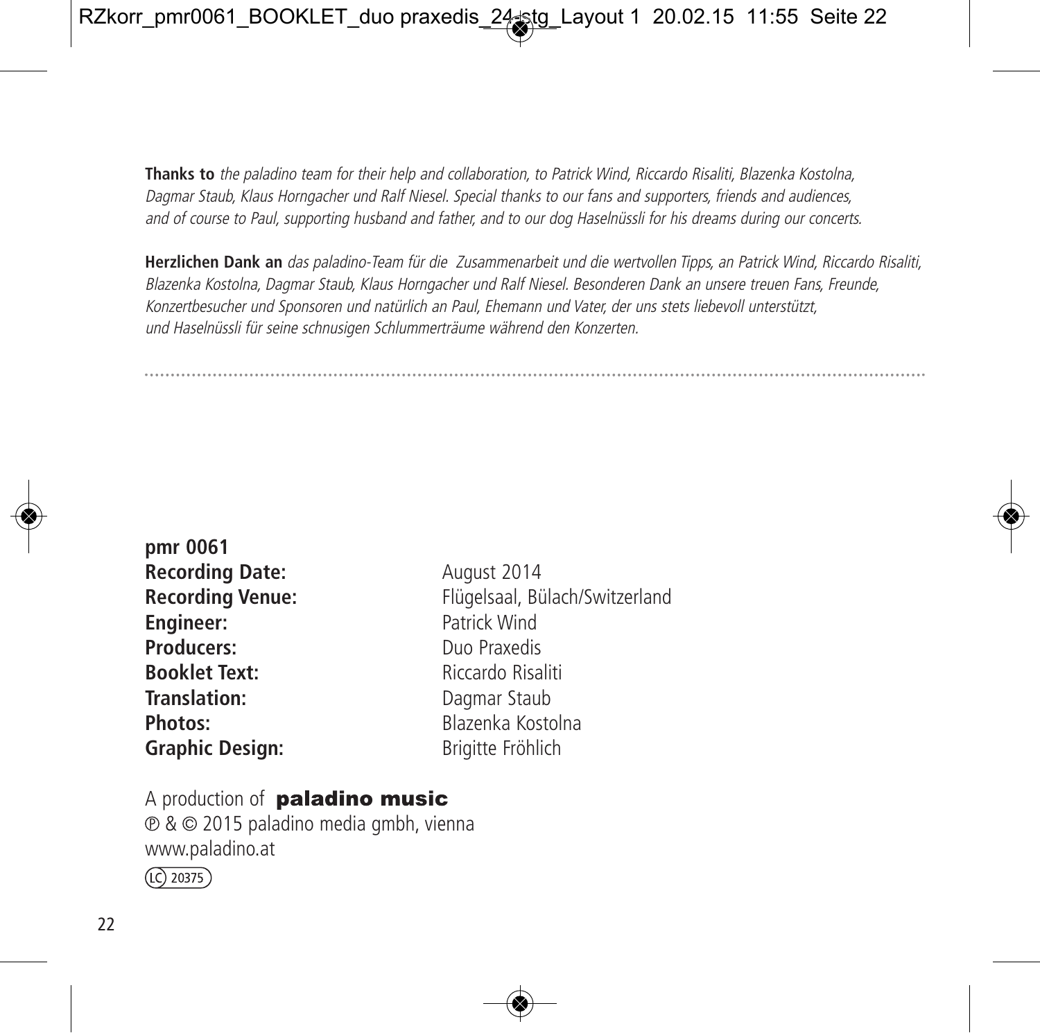**Thanks to** *the paladino team for their help and collaboration, to Patrick Wind, Riccardo Risaliti, Blazenka Kostolna, Dagmar Staub, Klaus Horngacher und Ralf Niesel. Special thanks to our fans and supporters, friends and audiences, and of course to Paul, supporting husband and father, and to our dog Haselnüssli for his dreams during our concerts.*

**Herzlichen Dank an** *das paladino-Team für die Zusammenarbeit und die wertvollen Tipps, an Patrick Wind, Riccardo Risaliti, Blazenka Kostolna, Dagmar Staub, Klaus Horngacher und Ralf Niesel. Besonderen Dank an unsere treuen Fans, Freunde, Konzertbesucher und Sponsoren und natürlich an Paul, Ehemann und Vater, der uns stets liebevoll unterstützt, und Haselnüssli für seine schnusigen Schlummerträume während den Konzerten.*

---

**pmr 0061**

| | |
|---|---|
| **Recording Date:** | August 2014 |
| **Recording Venue:** | Flügelsaal, Bülach/Switzerland |
| **Engineer:** | Patrick Wind |
| **Producers:** | Duo Praxedis |
| **Booklet Text:** | Riccardo Risaliti |
| **Translation:** | Dagmar Staub |
| **Photos:** | Blazenka Kostolna |
| **Graphic Design:** | Brigitte Fröhlich |

A production of **paladino music**
℗ & © 2015 paladino media gmbh, vienna
www.paladino.at
LC 20375